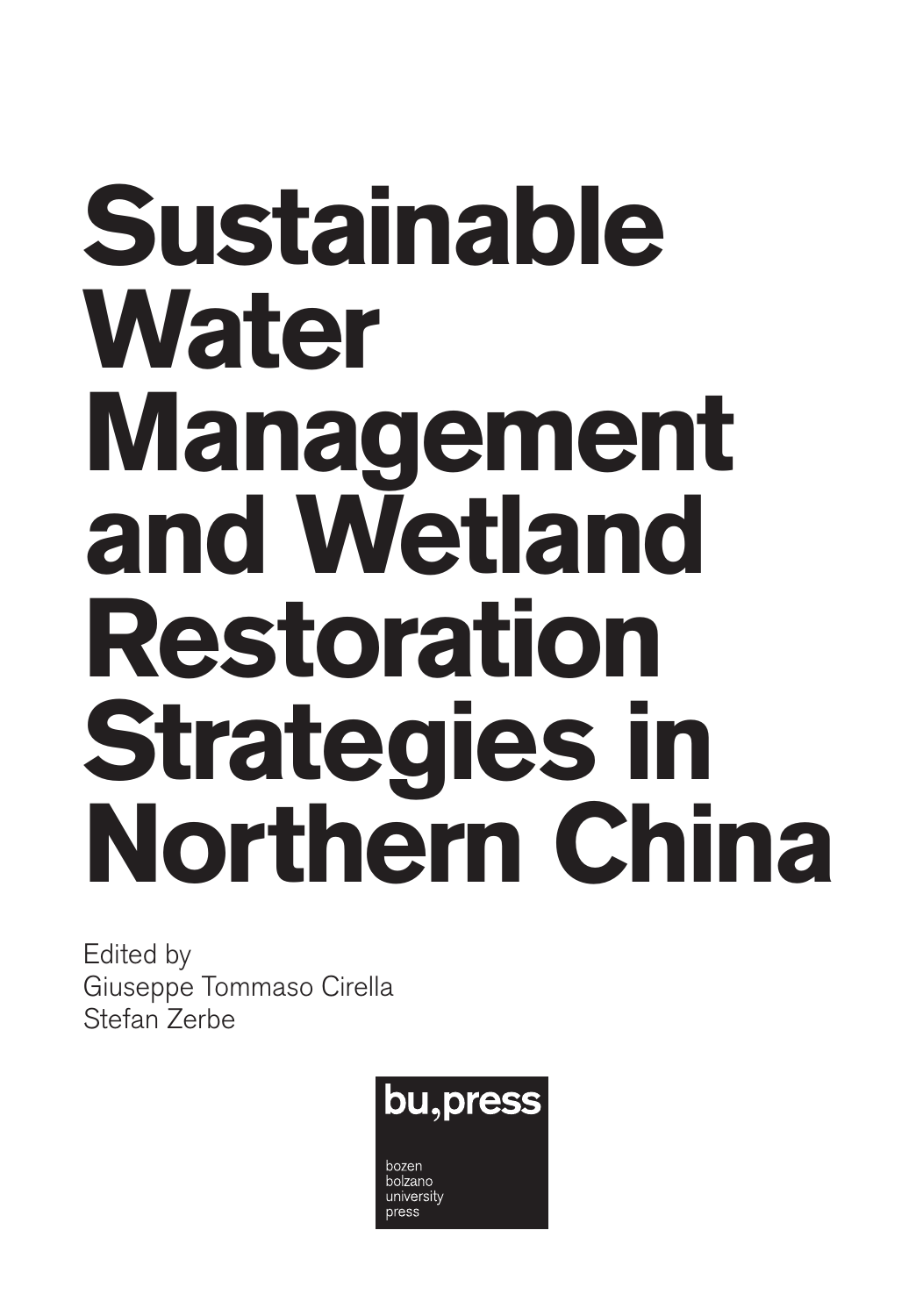# Sustainable Water Management and Wetland Restoration Strategies in Northern China

Edited by
Giuseppe Tommaso Cirella
Stefan Zerbe

bu,press

bozen
bolzano
university
press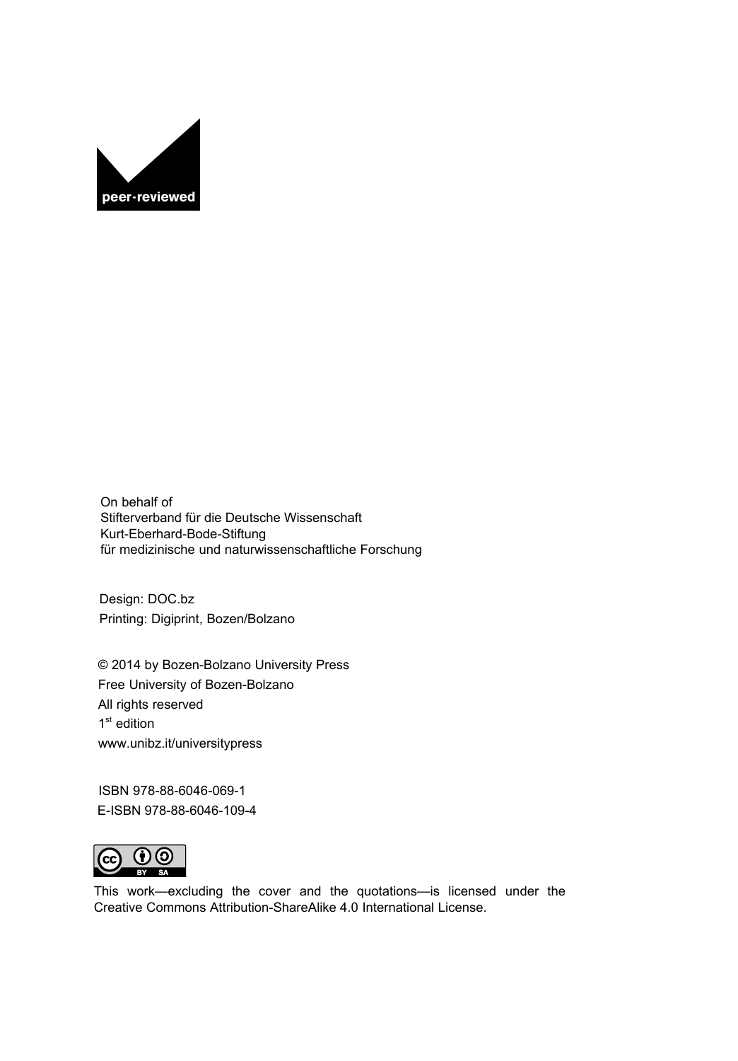peer-reviewed

On behalf of
Stifterverband für die Deutsche Wissenschaft
Kurt-Eberhard-Bode-Stiftung
für medizinische und naturwissenschaftliche Forschung

Design: DOC.bz
Printing: Digiprint, Bozen/Bolzano

© 2014 by Bozen-Bolzano University Press
Free University of Bozen-Bolzano
All rights reserved
1st edition
www.unibz.it/universitypress

ISBN 978-88-6046-069-1
E-ISBN 978-88-6046-109-4

This work—excluding the cover and the quotations—is licensed under the Creative Commons Attribution-ShareAlike 4.0 International License.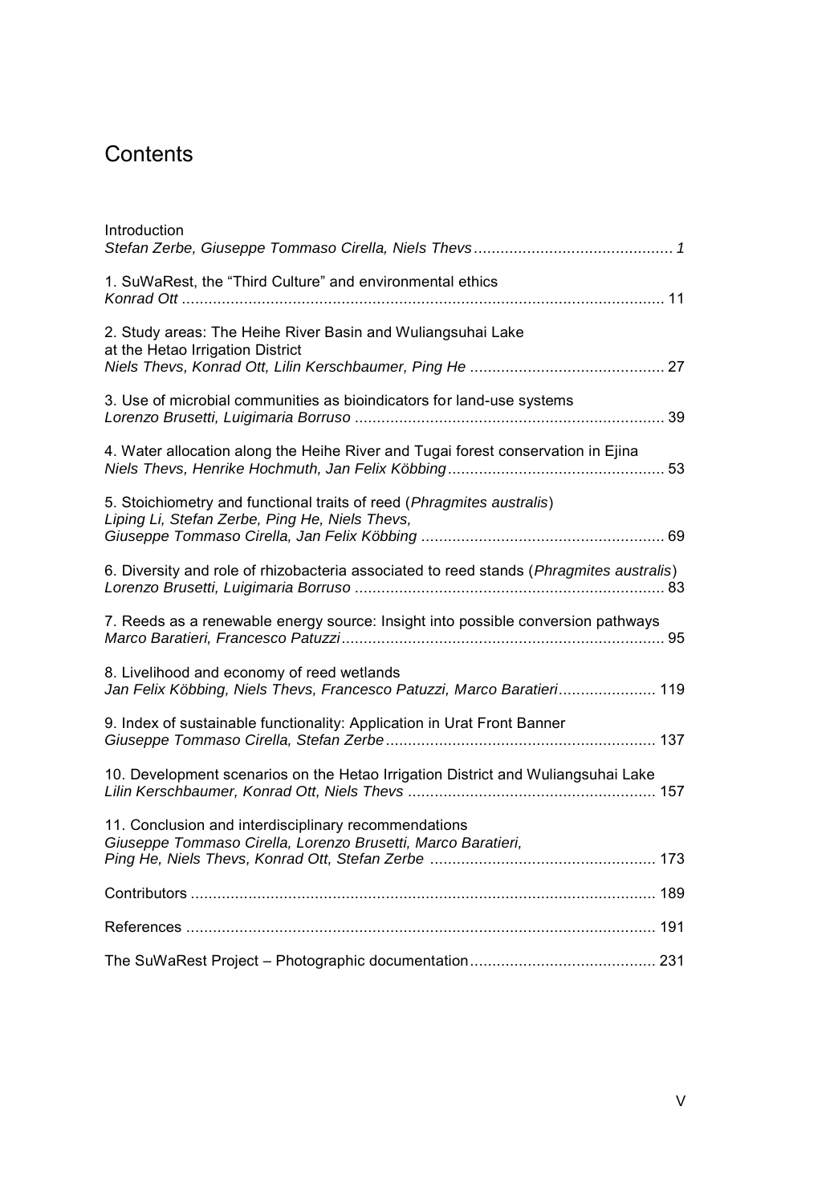# Contents

Introduction
*Stefan Zerbe, Giuseppe Tommaso Cirella, Niels Thevs* ............................................ *1*

1. SuWaRest, the "Third Culture" and environmental ethics
*Konrad Ott* ............................................................................................................ 11

2. Study areas: The Heihe River Basin and Wuliangsuhai Lake at the Hetao Irrigation District
*Niels Thevs, Konrad Ott, Lilin Kerschbaumer, Ping He* ........................................... 27

3. Use of microbial communities as bioindicators for land-use systems
*Lorenzo Brusetti, Luigimaria Borruso* ..................................................................... 39

4. Water allocation along the Heihe River and Tugai forest conservation in Ejina
*Niels Thevs, Henrike Hochmuth, Jan Felix Köbbing* ................................................ 53

5. Stoichiometry and functional traits of reed (*Phragmites australis*)
*Liping Li, Stefan Zerbe, Ping He, Niels Thevs, Giuseppe Tommaso Cirella, Jan Felix Köbbing* ...................................................... 69

6. Diversity and role of rhizobacteria associated to reed stands (*Phragmites australis*)
*Lorenzo Brusetti, Luigimaria Borruso* ...................................................................... 83

7. Reeds as a renewable energy source: Insight into possible conversion pathways
*Marco Baratieri, Francesco Patuzzi* ........................................................................ 95

8. Livelihood and economy of reed wetlands
*Jan Felix Köbbing, Niels Thevs, Francesco Patuzzi, Marco Baratieri* ...................... 119

9. Index of sustainable functionality: Application in Urat Front Banner
*Giuseppe Tommaso Cirella, Stefan Zerbe* ............................................................ 137

10. Development scenarios on the Hetao Irrigation District and Wuliangsuhai Lake
*Lilin Kerschbaumer, Konrad Ott, Niels Thevs* ........................................................ 157

11. Conclusion and interdisciplinary recommendations
*Giuseppe Tommaso Cirella, Lorenzo Brusetti, Marco Baratieri, Ping He, Niels Thevs, Konrad Ott, Stefan Zerbe* ................................................... 173

Contributors ......................................................................................................... 189

References .......................................................................................................... 191

The SuWaRest Project – Photographic documentation .......................................... 231